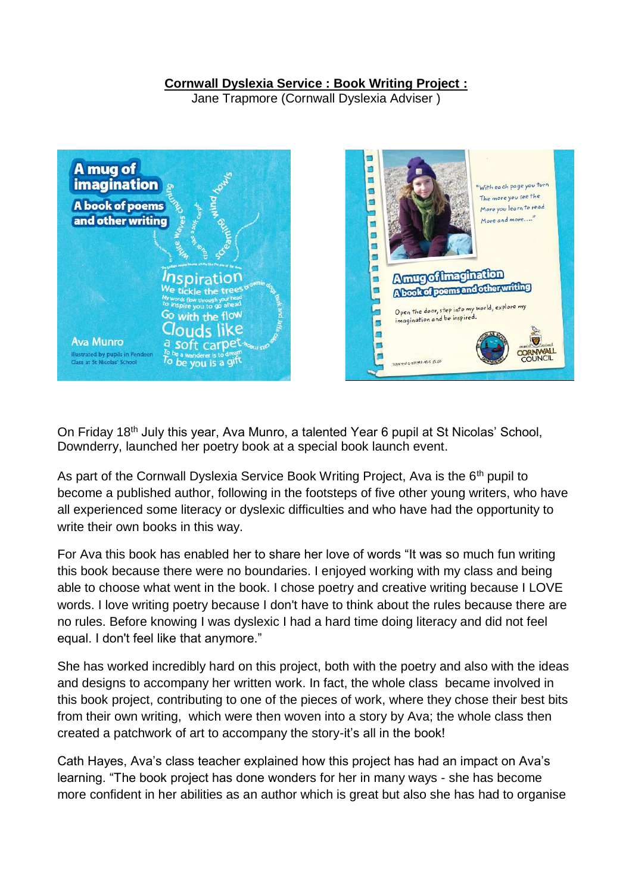**Cornwall Dyslexia Service : Book Writing Project :**

Jane Trapmore (Cornwall Dyslexia Adviser )

On Friday 18th July this year, Ava Munro, a talented Year 6 pupil at St Nicolas' School, Downderry, launched her poetry book at a special book launch event.

As part of the Cornwall Dyslexia Service Book Writing Project, Ava is the 6th pupil to become a published author, following in the footsteps of five other young writers, who have all experienced some literacy or dyslexic difficulties and who have had the opportunity to write their own books in this way.

For Ava this book has enabled her to share her love of words "It was so much fun writing this book because there were no boundaries. I enjoyed working with my class and being able to choose what went in the book. I chose poetry and creative writing because I LOVE words. I love writing poetry because I don't have to think about the rules because there are no rules. Before knowing I was dyslexic I had a hard time doing literacy and did not feel equal. I don't feel like that anymore."

She has worked incredibly hard on this project, both with the poetry and also with the ideas and designs to accompany her written work. In fact, the whole class became involved in this book project, contributing to one of the pieces of work, where they chose their best bits from their own writing, which were then woven into a story by Ava; the whole class then created a patchwork of art to accompany the story-it's all in the book!

Cath Hayes, Ava's class teacher explained how this project has had an impact on Ava's learning. "The book project has done wonders for her in many ways - she has become more confident in her abilities as an author which is great but also she has had to organise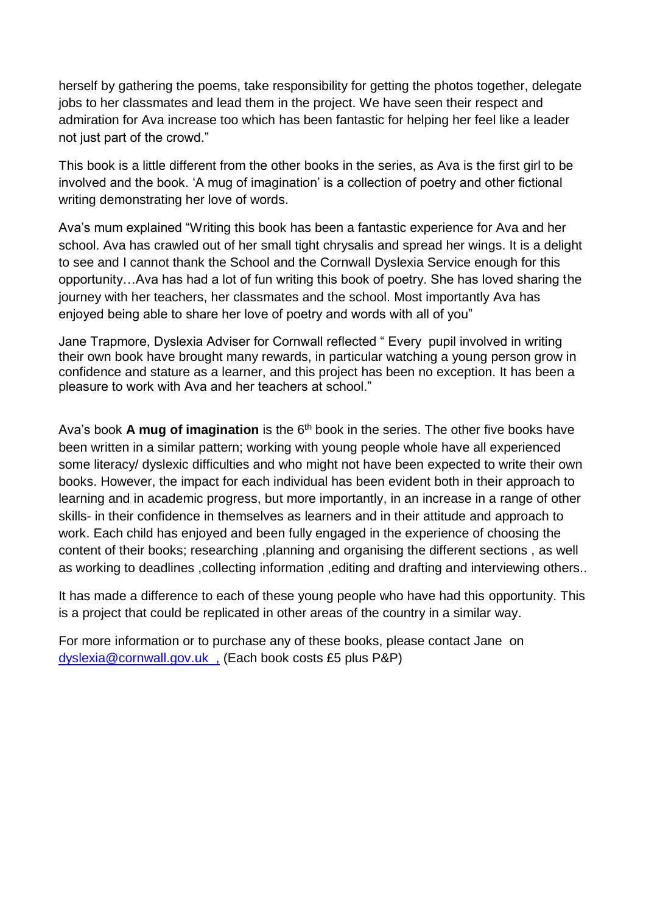herself by gathering the poems, take responsibility for getting the photos together, delegate jobs to her classmates and lead them in the project. We have seen their respect and admiration for Ava increase too which has been fantastic for helping her feel like a leader not just part of the crowd."

This book is a little different from the other books in the series, as Ava is the first girl to be involved and the book. 'A mug of imagination' is a collection of poetry and other fictional writing demonstrating her love of words.

Ava's mum explained "Writing this book has been a fantastic experience for Ava and her school. Ava has crawled out of her small tight chrysalis and spread her wings. It is a delight to see and I cannot thank the School and the Cornwall Dyslexia Service enough for this opportunity…Ava has had a lot of fun writing this book of poetry. She has loved sharing the journey with her teachers, her classmates and the school. Most importantly Ava has enjoyed being able to share her love of poetry and words with all of you"

Jane Trapmore, Dyslexia Adviser for Cornwall reflected " Every pupil involved in writing their own book have brought many rewards, in particular watching a young person grow in confidence and stature as a learner, and this project has been no exception. It has been a pleasure to work with Ava and her teachers at school."

Ava's book **A mug of imagination** is the 6th book in the series. The other five books have been written in a similar pattern; working with young people whole have all experienced some literacy/ dyslexic difficulties and who might not have been expected to write their own books. However, the impact for each individual has been evident both in their approach to learning and in academic progress, but more importantly, in an increase in a range of other skills- in their confidence in themselves as learners and in their attitude and approach to work. Each child has enjoyed and been fully engaged in the experience of choosing the content of their books; researching ,planning and organising the different sections , as well as working to deadlines ,collecting information ,editing and drafting and interviewing others..

It has made a difference to each of these young people who have had this opportunity. This is a project that could be replicated in other areas of the country in a similar way.

For more information or to purchase any of these books, please contact Jane on [dyslexia@cornwall.gov.uk ,](mailto:dyslexia@cornwall.gov.uk) (Each book costs £5 plus P&P)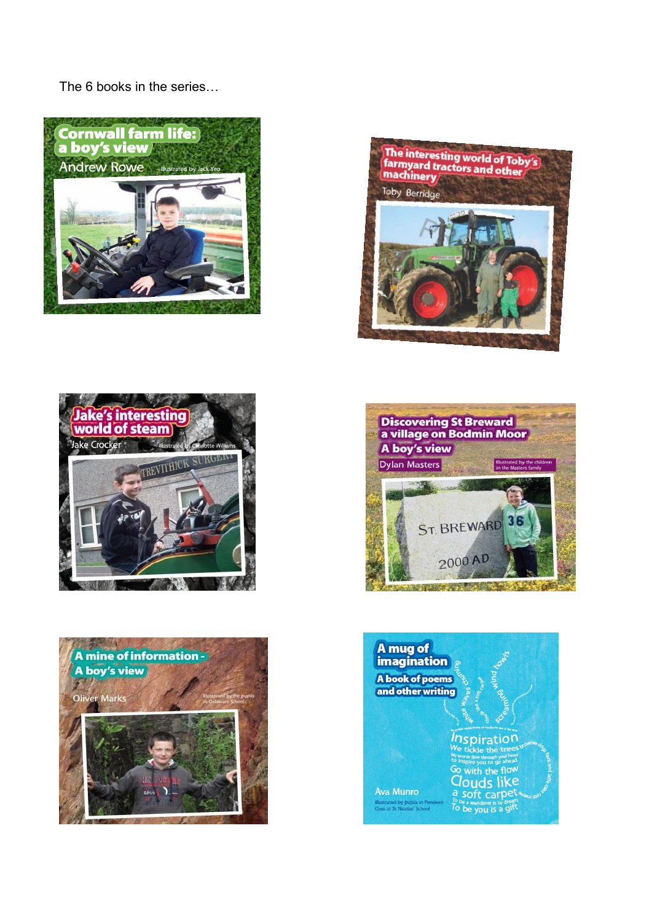The 6 books in the series…

**Cornwall farm life: a boy's view**
Andrew Rowe
Illustrated by Jack Yeo

**The interesting world of Toby's farmyard tractors and other machinery**
Toby Berridge

**Jake's interesting world of steam**
Jake Crocker
Illustrated by Charlotte Williams

**Discovering St Breward a village on Bodmin Moor A boy's view**
Dylan Masters
Illustrated by the children in the Masters family

**A mine of information - A boy's view**
Oliver Marks
Illustrated by the pupils in Delaware School

**A mug of imagination**
**A book of poems and other writing**
Ava Munro
Illustrated by pupils in Pendeen Class at St Nicolas' School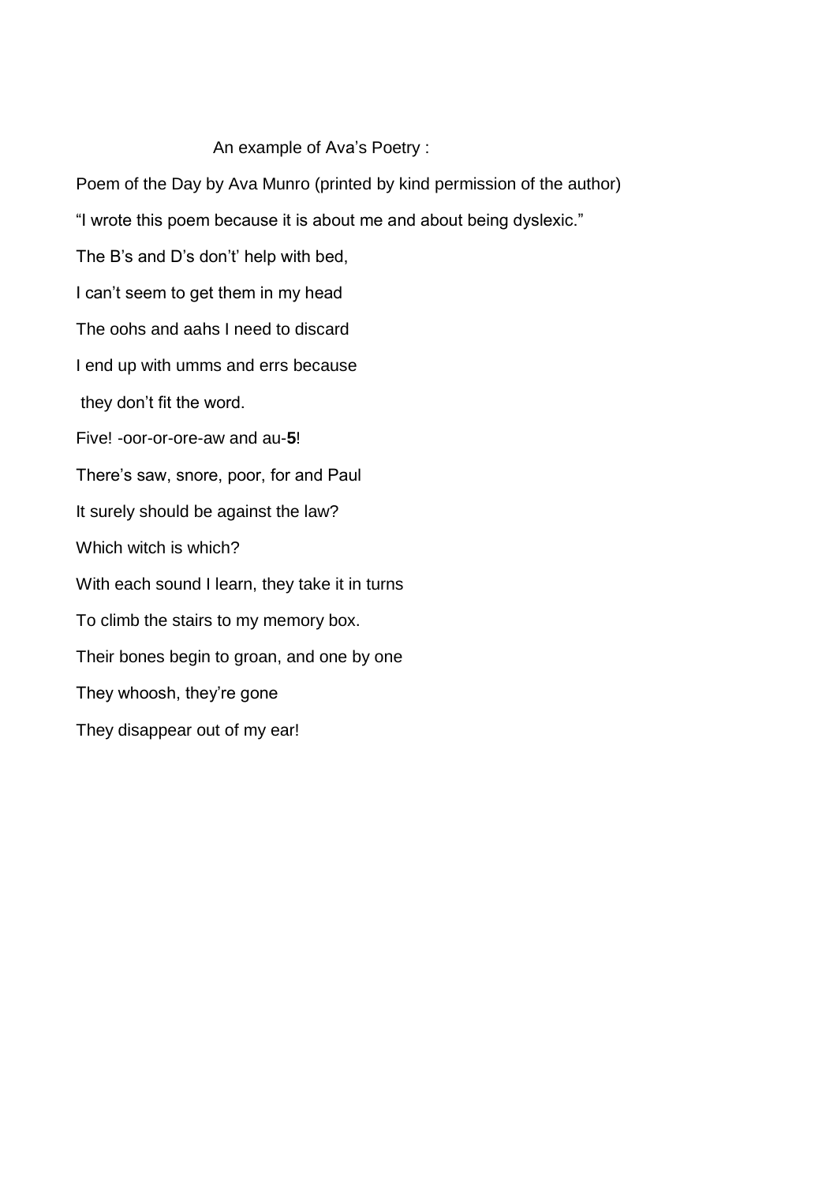An example of Ava's Poetry :

Poem of the Day by Ava Munro (printed by kind permission of the author)

"I wrote this poem because it is about me and about being dyslexic."

The B's and D's don't' help with bed,

I can't seem to get them in my head

The oohs and aahs I need to discard

I end up with umms and errs because

they don't fit the word.

Five! -oor-or-ore-aw and au-**5**!

There's saw, snore, poor, for and Paul

It surely should be against the law?

Which witch is which?

With each sound I learn, they take it in turns

To climb the stairs to my memory box.

Their bones begin to groan, and one by one

They whoosh, they're gone

They disappear out of my ear!